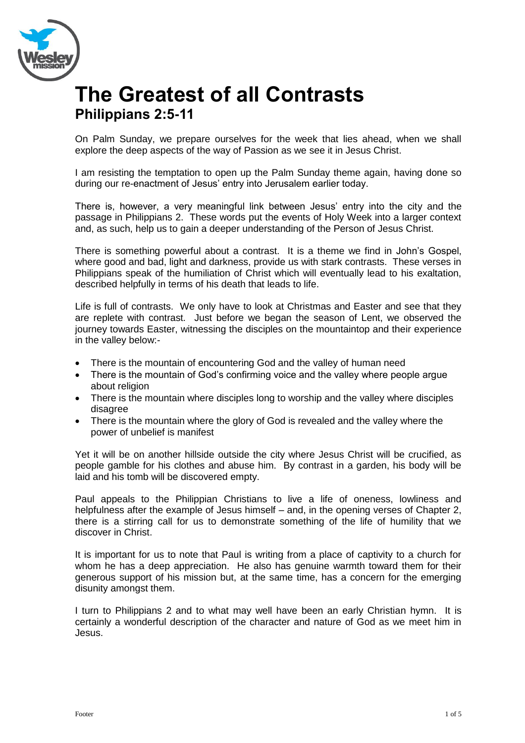# The Greatest of all Contrasts

## Philippians 2:5-11

On Palm Sunday, we prepare ourselves for the week that lies ahead, when we shall explore the deep aspects of the way of Passion as we see it in Jesus Christ.

I am resisting the temptation to open up the Palm Sunday theme again, having done so during our re-enactment of Jesus' entry into Jerusalem earlier today.

There is, however, a very meaningful link between Jesus' entry into the city and the passage in Philippians 2. These words put the events of Holy Week into a larger context and, as such, help us to gain a deeper understanding of the Person of Jesus Christ.

There is something powerful about a contrast. It is a theme we find in John's Gospel, where good and bad, light and darkness, provide us with stark contrasts. These verses in Philippians speak of the humiliation of Christ which will eventually lead to his exaltation, described helpfully in terms of his death that leads to life.

Life is full of contrasts. We only have to look at Christmas and Easter and see that they are replete with contrast. Just before we began the season of Lent, we observed the journey towards Easter, witnessing the disciples on the mountaintop and their experience in the valley below:-

- There is the mountain of encountering God and the valley of human need
- There is the mountain of God's confirming voice and the valley where people argue about religion
- There is the mountain where disciples long to worship and the valley where disciples disagree
- There is the mountain where the glory of God is revealed and the valley where the power of unbelief is manifest

Yet it will be on another hillside outside the city where Jesus Christ will be crucified, as people gamble for his clothes and abuse him. By contrast in a garden, his body will be laid and his tomb will be discovered empty.

Paul appeals to the Philippian Christians to live a life of oneness, lowliness and helpfulness after the example of Jesus himself – and, in the opening verses of Chapter 2, there is a stirring call for us to demonstrate something of the life of humility that we discover in Christ.

It is important for us to note that Paul is writing from a place of captivity to a church for whom he has a deep appreciation. He also has genuine warmth toward them for their generous support of his mission but, at the same time, has a concern for the emerging disunity amongst them.

I turn to Philippians 2 and to what may well have been an early Christian hymn. It is certainly a wonderful description of the character and nature of God as we meet him in Jesus.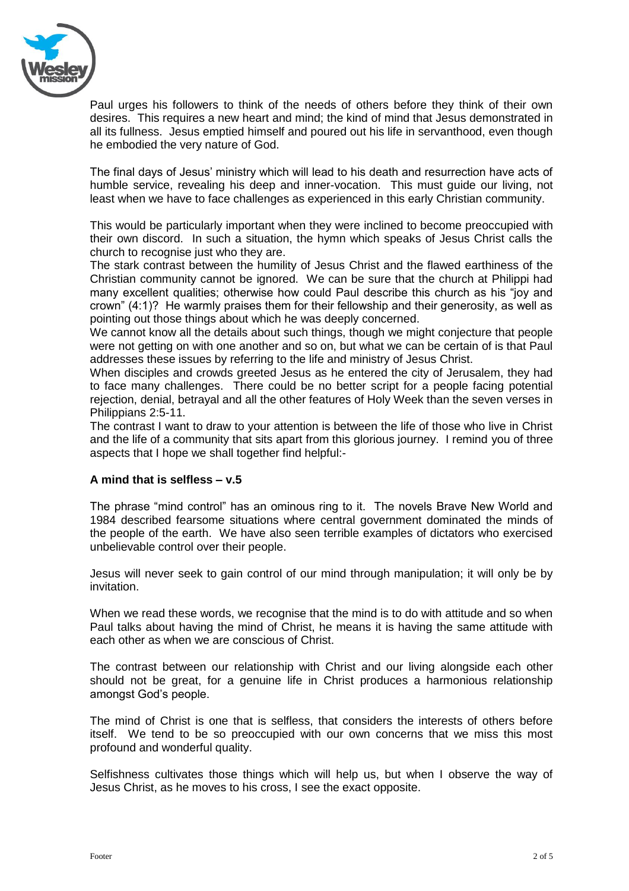Paul urges his followers to think of the needs of others before they think of their own desires. This requires a new heart and mind; the kind of mind that Jesus demonstrated in all its fullness. Jesus emptied himself and poured out his life in servanthood, even though he embodied the very nature of God.

The final days of Jesus' ministry which will lead to his death and resurrection have acts of humble service, revealing his deep and inner-vocation. This must guide our living, not least when we have to face challenges as experienced in this early Christian community.

This would be particularly important when they were inclined to become preoccupied with their own discord. In such a situation, the hymn which speaks of Jesus Christ calls the church to recognise just who they are.

The stark contrast between the humility of Jesus Christ and the flawed earthiness of the Christian community cannot be ignored. We can be sure that the church at Philippi had many excellent qualities; otherwise how could Paul describe this church as his "joy and crown" (4:1)? He warmly praises them for their fellowship and their generosity, as well as pointing out those things about which he was deeply concerned.

We cannot know all the details about such things, though we might conjecture that people were not getting on with one another and so on, but what we can be certain of is that Paul addresses these issues by referring to the life and ministry of Jesus Christ.

When disciples and crowds greeted Jesus as he entered the city of Jerusalem, they had to face many challenges. There could be no better script for a people facing potential rejection, denial, betrayal and all the other features of Holy Week than the seven verses in Philippians 2:5-11.

The contrast I want to draw to your attention is between the life of those who live in Christ and the life of a community that sits apart from this glorious journey. I remind you of three aspects that I hope we shall together find helpful:-

**A mind that is selfless – v.5**

The phrase "mind control" has an ominous ring to it. The novels Brave New World and 1984 described fearsome situations where central government dominated the minds of the people of the earth. We have also seen terrible examples of dictators who exercised unbelievable control over their people.

Jesus will never seek to gain control of our mind through manipulation; it will only be by invitation.

When we read these words, we recognise that the mind is to do with attitude and so when Paul talks about having the mind of Christ, he means it is having the same attitude with each other as when we are conscious of Christ.

The contrast between our relationship with Christ and our living alongside each other should not be great, for a genuine life in Christ produces a harmonious relationship amongst God's people.

The mind of Christ is one that is selfless, that considers the interests of others before itself. We tend to be so preoccupied with our own concerns that we miss this most profound and wonderful quality.

Selfishness cultivates those things which will help us, but when I observe the way of Jesus Christ, as he moves to his cross, I see the exact opposite.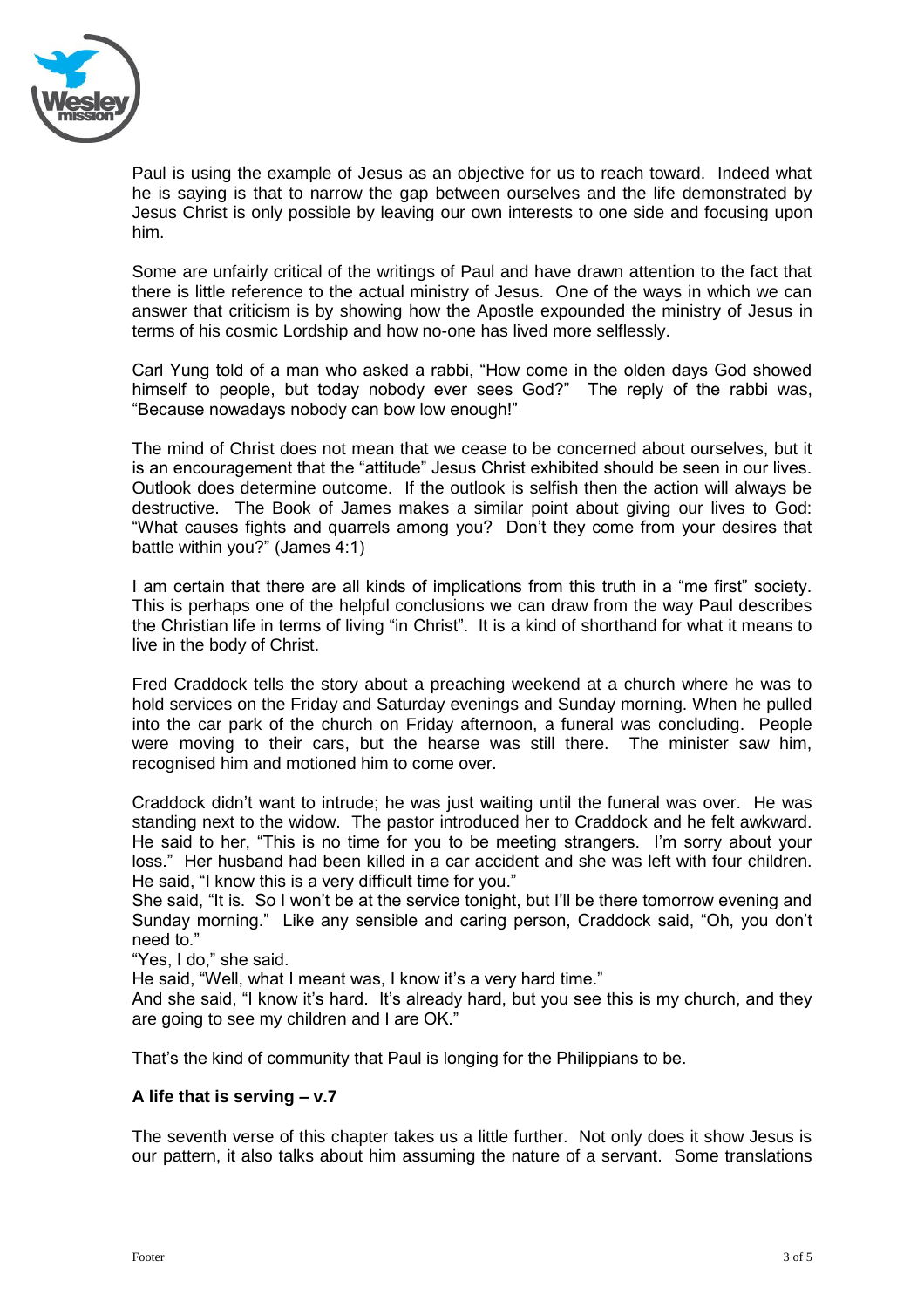Paul is using the example of Jesus as an objective for us to reach toward. Indeed what he is saying is that to narrow the gap between ourselves and the life demonstrated by Jesus Christ is only possible by leaving our own interests to one side and focusing upon him.

Some are unfairly critical of the writings of Paul and have drawn attention to the fact that there is little reference to the actual ministry of Jesus. One of the ways in which we can answer that criticism is by showing how the Apostle expounded the ministry of Jesus in terms of his cosmic Lordship and how no-one has lived more selflessly.

Carl Yung told of a man who asked a rabbi, "How come in the olden days God showed himself to people, but today nobody ever sees God?" The reply of the rabbi was, "Because nowadays nobody can bow low enough!"

The mind of Christ does not mean that we cease to be concerned about ourselves, but it is an encouragement that the "attitude" Jesus Christ exhibited should be seen in our lives. Outlook does determine outcome. If the outlook is selfish then the action will always be destructive. The Book of James makes a similar point about giving our lives to God: "What causes fights and quarrels among you? Don't they come from your desires that battle within you?" (James 4:1)

I am certain that there are all kinds of implications from this truth in a "me first" society. This is perhaps one of the helpful conclusions we can draw from the way Paul describes the Christian life in terms of living "in Christ". It is a kind of shorthand for what it means to live in the body of Christ.

Fred Craddock tells the story about a preaching weekend at a church where he was to hold services on the Friday and Saturday evenings and Sunday morning. When he pulled into the car park of the church on Friday afternoon, a funeral was concluding. People were moving to their cars, but the hearse was still there. The minister saw him, recognised him and motioned him to come over.

Craddock didn't want to intrude; he was just waiting until the funeral was over. He was standing next to the widow. The pastor introduced her to Craddock and he felt awkward. He said to her, "This is no time for you to be meeting strangers. I'm sorry about your loss." Her husband had been killed in a car accident and she was left with four children. He said, "I know this is a very difficult time for you."
She said, "It is. So I won't be at the service tonight, but I'll be there tomorrow evening and Sunday morning." Like any sensible and caring person, Craddock said, "Oh, you don't need to."
"Yes, I do," she said.
He said, "Well, what I meant was, I know it's a very hard time."
And she said, "I know it's hard. It's already hard, but you see this is my church, and they are going to see my children and I are OK."

That's the kind of community that Paul is longing for the Philippians to be.

**A life that is serving – v.7**

The seventh verse of this chapter takes us a little further. Not only does it show Jesus is our pattern, it also talks about him assuming the nature of a servant. Some translations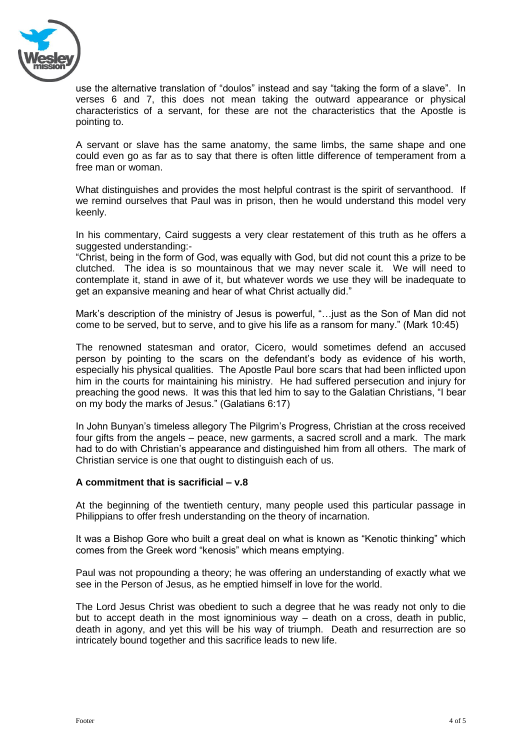use the alternative translation of "doulos" instead and say "taking the form of a slave". In verses 6 and 7, this does not mean taking the outward appearance or physical characteristics of a servant, for these are not the characteristics that the Apostle is pointing to.

A servant or slave has the same anatomy, the same limbs, the same shape and one could even go as far as to say that there is often little difference of temperament from a free man or woman.

What distinguishes and provides the most helpful contrast is the spirit of servanthood. If we remind ourselves that Paul was in prison, then he would understand this model very keenly.

In his commentary, Caird suggests a very clear restatement of this truth as he offers a suggested understanding:-
"Christ, being in the form of God, was equally with God, but did not count this a prize to be clutched. The idea is so mountainous that we may never scale it. We will need to contemplate it, stand in awe of it, but whatever words we use they will be inadequate to get an expansive meaning and hear of what Christ actually did."

Mark's description of the ministry of Jesus is powerful, "…just as the Son of Man did not come to be served, but to serve, and to give his life as a ransom for many." (Mark 10:45)

The renowned statesman and orator, Cicero, would sometimes defend an accused person by pointing to the scars on the defendant's body as evidence of his worth, especially his physical qualities. The Apostle Paul bore scars that had been inflicted upon him in the courts for maintaining his ministry. He had suffered persecution and injury for preaching the good news. It was this that led him to say to the Galatian Christians, "I bear on my body the marks of Jesus." (Galatians 6:17)

In John Bunyan's timeless allegory The Pilgrim's Progress, Christian at the cross received four gifts from the angels – peace, new garments, a sacred scroll and a mark. The mark had to do with Christian's appearance and distinguished him from all others. The mark of Christian service is one that ought to distinguish each of us.

**A commitment that is sacrificial – v.8**

At the beginning of the twentieth century, many people used this particular passage in Philippians to offer fresh understanding on the theory of incarnation.

It was a Bishop Gore who built a great deal on what is known as "Kenotic thinking" which comes from the Greek word "kenosis" which means emptying.

Paul was not propounding a theory; he was offering an understanding of exactly what we see in the Person of Jesus, as he emptied himself in love for the world.

The Lord Jesus Christ was obedient to such a degree that he was ready not only to die but to accept death in the most ignominious way – death on a cross, death in public, death in agony, and yet this will be his way of triumph. Death and resurrection are so intricately bound together and this sacrifice leads to new life.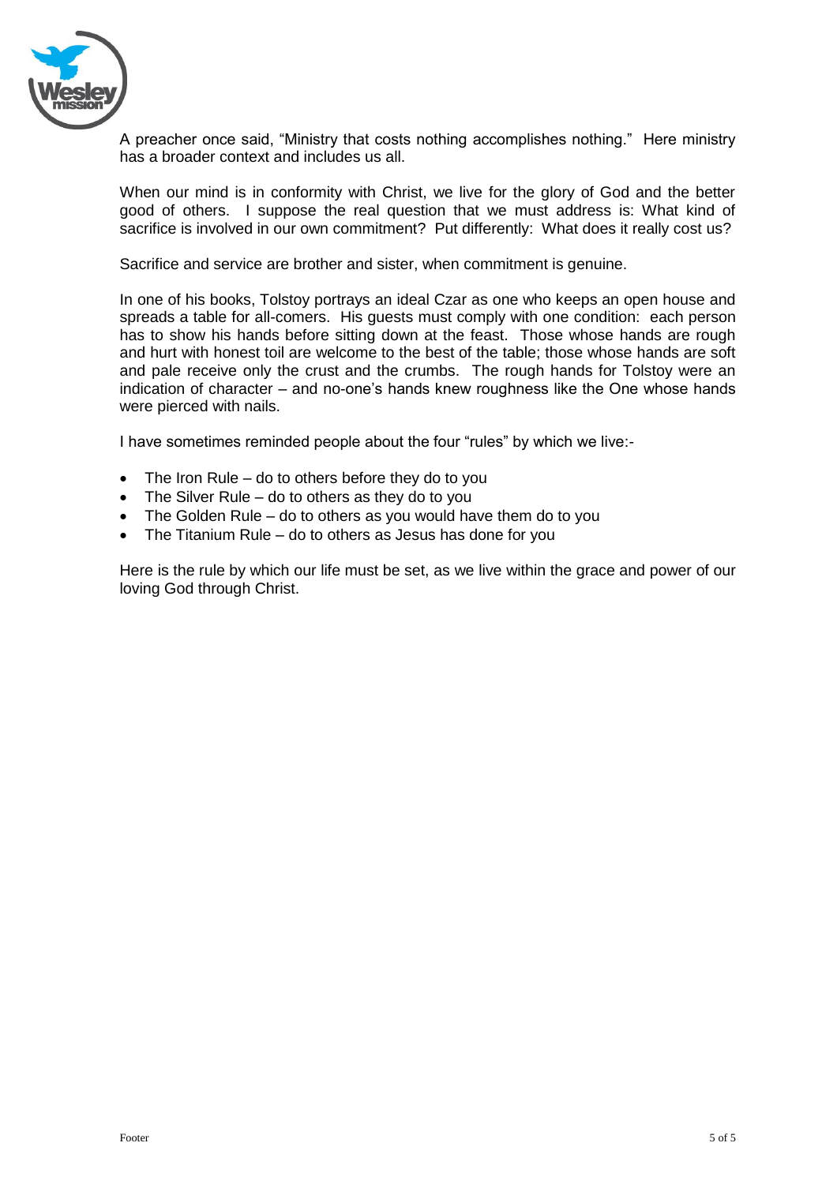A preacher once said, "Ministry that costs nothing accomplishes nothing." Here ministry has a broader context and includes us all.

When our mind is in conformity with Christ, we live for the glory of God and the better good of others. I suppose the real question that we must address is: What kind of sacrifice is involved in our own commitment? Put differently: What does it really cost us?

Sacrifice and service are brother and sister, when commitment is genuine.

In one of his books, Tolstoy portrays an ideal Czar as one who keeps an open house and spreads a table for all-comers. His guests must comply with one condition: each person has to show his hands before sitting down at the feast. Those whose hands are rough and hurt with honest toil are welcome to the best of the table; those whose hands are soft and pale receive only the crust and the crumbs. The rough hands for Tolstoy were an indication of character – and no-one's hands knew roughness like the One whose hands were pierced with nails.

I have sometimes reminded people about the four "rules" by which we live:-

- The Iron Rule – do to others before they do to you
- The Silver Rule – do to others as they do to you
- The Golden Rule – do to others as you would have them do to you
- The Titanium Rule – do to others as Jesus has done for you

Here is the rule by which our life must be set, as we live within the grace and power of our loving God through Christ.